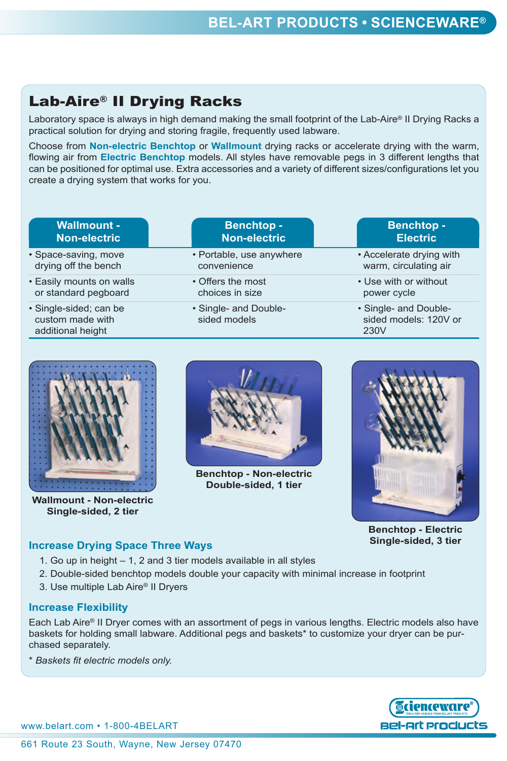# Lab-Aire® II Drying Racks

Laboratory space is always in high demand making the small footprint of the Lab-Aire® II Drying Racks a practical solution for drying and storing fragile, frequently used labware.

Choose from **Non-electric Benchtop** or **Wallmount** drying racks or accelerate drying with the warm, flowing air from **Electric Benchtop** models. All styles have removable pegs in 3 different lengths that can be positioned for optimal use. Extra accessories and a variety of different sizes/configurations let you create a drying system that works for you.

| Wallmount - Non-electric | Benchtop - Non-electric | Benchtop - Electric |
|---|---|---|
| • Space-saving, move drying off the bench | • Portable, use anywhere convenience | • Accelerate drying with warm, circulating air |
| • Easily mounts on walls or standard pegboard | • Offers the most choices in size | • Use with or without power cycle |
| • Single-sided; can be custom made with additional height | • Single- and Double-sided models | • Single- and Double-sided models: 120V or 230V |

**Wallmount - Non-electric Single-sided, 2 tier**

**Benchtop - Non-electric Double-sided, 1 tier**

**Benchtop - Electric Single-sided, 3 tier**

### Increase Drying Space Three Ways

1. Go up in height – 1, 2 and 3 tier models available in all styles
2. Double-sided benchtop models double your capacity with minimal increase in footprint
3. Use multiple Lab Aire® II Dryers

### Increase Flexibility

Each Lab Aire® II Dryer comes with an assortment of pegs in various lengths. Electric models also have baskets for holding small labware. Additional pegs and baskets* to customize your dryer can be purchased separately.

*\* Baskets fit electric models only.*

www.belart.com • 1-800-4BELART

661 Route 23 South, Wayne, New Jersey 07470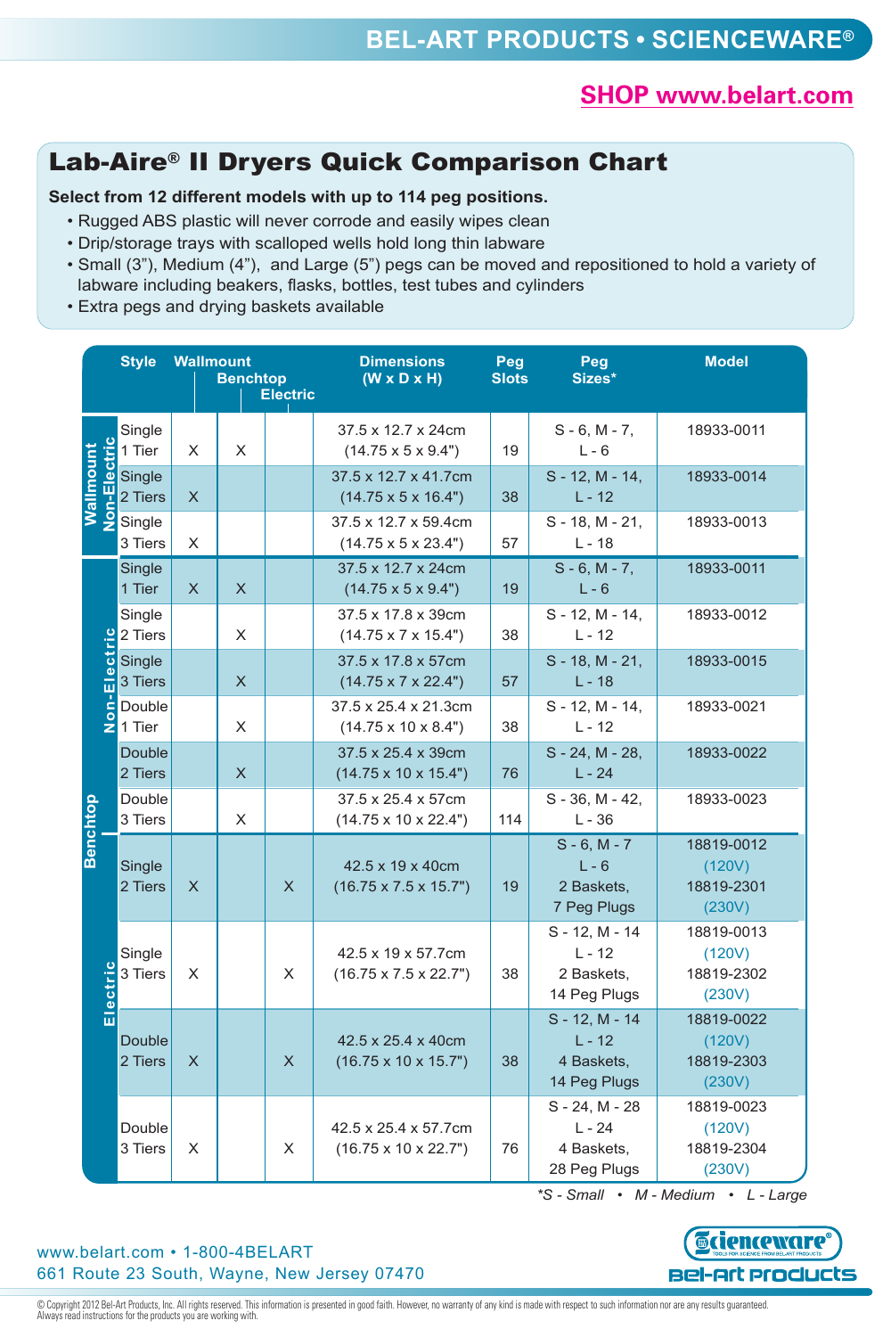BEL-ART PRODUCTS • SCIENCEWARE®

**SHOP www.belart.com**

## Lab-Aire® II Dryers Quick Comparison Chart

**Select from 12 different models with up to 114 peg positions.**

- Rugged ABS plastic will never corrode and easily wipes clean
- Drip/storage trays with scalloped wells hold long thin labware
- Small (3"), Medium (4"), and Large (5") pegs can be moved and repositioned to hold a variety of labware including beakers, flasks, bottles, test tubes and cylinders
- Extra pegs and drying baskets available

| Category | Style | Wallmount | Benchtop | Electric | Dimensions (W x D x H) | Peg Slots | Peg Sizes* | Model |
|---|---|---|---|---|---|---|---|---|
| Wallmount Non-Electric | Single 1 Tier | X | X | | 37.5 x 12.7 x 24cm (14.75 x 5 x 9.4") | 19 | S - 6, M - 7, L - 6 | 18933-0011 |
| Wallmount Non-Electric | Single 2 Tiers | X | | | 37.5 x 12.7 x 41.7cm (14.75 x 5 x 16.4") | 38 | S - 12, M - 14, L - 12 | 18933-0014 |
| Wallmount Non-Electric | Single 3 Tiers | X | | | 37.5 x 12.7 x 59.4cm (14.75 x 5 x 23.4") | 57 | S - 18, M - 21, L - 18 | 18933-0013 |
| Benchtop Non-Electric | Single 1 Tier | X | X | | 37.5 x 12.7 x 24cm (14.75 x 5 x 9.4") | 19 | S - 6, M - 7, L - 6 | 18933-0011 |
| Benchtop Non-Electric | Single 2 Tiers | | X | | 37.5 x 17.8 x 39cm (14.75 x 7 x 15.4") | 38 | S - 12, M - 14, L - 12 | 18933-0012 |
| Benchtop Non-Electric | Single 3 Tiers | | X | | 37.5 x 17.8 x 57cm (14.75 x 7 x 22.4") | 57 | S - 18, M - 21, L - 18 | 18933-0015 |
| Benchtop Non-Electric | Double 1 Tier | | X | | 37.5 x 25.4 x 21.3cm (14.75 x 10 x 8.4") | 38 | S - 12, M - 14, L - 12 | 18933-0021 |
| Benchtop Non-Electric | Double 2 Tiers | | X | | 37.5 x 25.4 x 39cm (14.75 x 10 x 15.4") | 76 | S - 24, M - 28, L - 24 | 18933-0022 |
| Benchtop Non-Electric | Double 3 Tiers | | X | | 37.5 x 25.4 x 57cm (14.75 x 10 x 22.4") | 114 | S - 36, M - 42, L - 36 | 18933-0023 |
| Benchtop Electric | Single 2 Tiers | X | | X | 42.5 x 19 x 40cm (16.75 x 7.5 x 15.7") | 19 | S - 6, M - 7 L - 6 2 Baskets, 7 Peg Plugs | 18819-0012 (120V) 18819-2301 (230V) |
| Benchtop Electric | Single 3 Tiers | X | | X | 42.5 x 19 x 57.7cm (16.75 x 7.5 x 22.7") | 38 | S - 12, M - 14 L - 12 2 Baskets, 14 Peg Plugs | 18819-0013 (120V) 18819-2302 (230V) |
| Benchtop Electric | Double 2 Tiers | X | | X | 42.5 x 25.4 x 40cm (16.75 x 10 x 15.7") | 38 | S - 12, M - 14 L - 12 4 Baskets, 14 Peg Plugs | 18819-0022 (120V) 18819-2303 (230V) |
| Benchtop Electric | Double 3 Tiers | X | | X | 42.5 x 25.4 x 57.7cm (16.75 x 10 x 22.7") | 76 | S - 24, M - 28 L - 24 4 Baskets, 28 Peg Plugs | 18819-0023 (120V) 18819-2304 (230V) |

*\*S - Small • M - Medium • L - Large*

www.belart.com • 1-800-4BELART
661 Route 23 South, Wayne, New Jersey 07470

Scienceware® TOOLS FOR SCIENCE FROM BEL-ART PRODUCTS
Bel-Art Products

© Copyright 2012 Bel-Art Products, Inc. All rights reserved. This information is presented in good faith. However, no warranty of any kind is made with respect to such information nor are any results guaranteed. Always read instructions for the products you are working with.